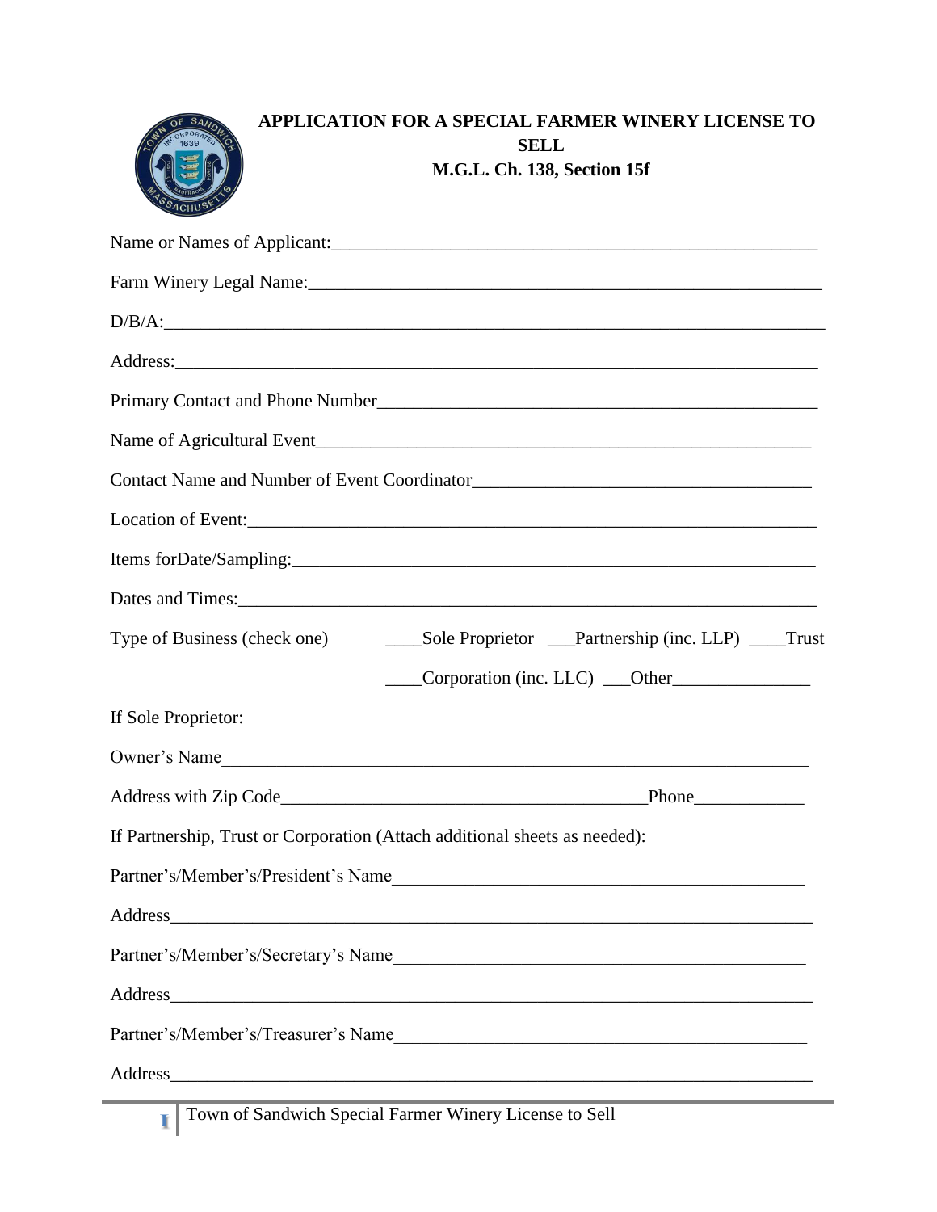# APPLICATION FOR A SPECIAL FARMER WINERY LICENSE TO SELL
## M.G.L. Ch. 138, Section 15f

Name or Names of Applicant:_______________________________________________________

Farm Winery Legal Name:_________________________________________________________

D/B/A:_________________________________________________________________________

Address:_______________________________________________________________________

Primary Contact and Phone Number_________________________________________________

Name of Agricultural Event_______________________________________________________

Contact Name and Number of Event Coordinator_____________________________________

Location of Event:_______________________________________________________________

Items forDate/Sampling:__________________________________________________________

Dates and Times:________________________________________________________________

Type of Business (check one) ____Sole Proprietor ___Partnership (inc. LLP) ____Trust

____Corporation (inc. LLC) ___Other_______________

If Sole Proprietor:

Owner's Name___________________________________________________________________

Address with Zip Code_______________________________________Phone____________

If Partnership, Trust or Corporation (Attach additional sheets as needed):

Partner's/Member's/President's Name_____________________________________________

Address_________________________________________________________________________

Partner's/Member's/Secretary's Name_____________________________________________

Address_________________________________________________________________________

Partner's/Member's/Treasurer's Name_____________________________________________

Address_________________________________________________________________________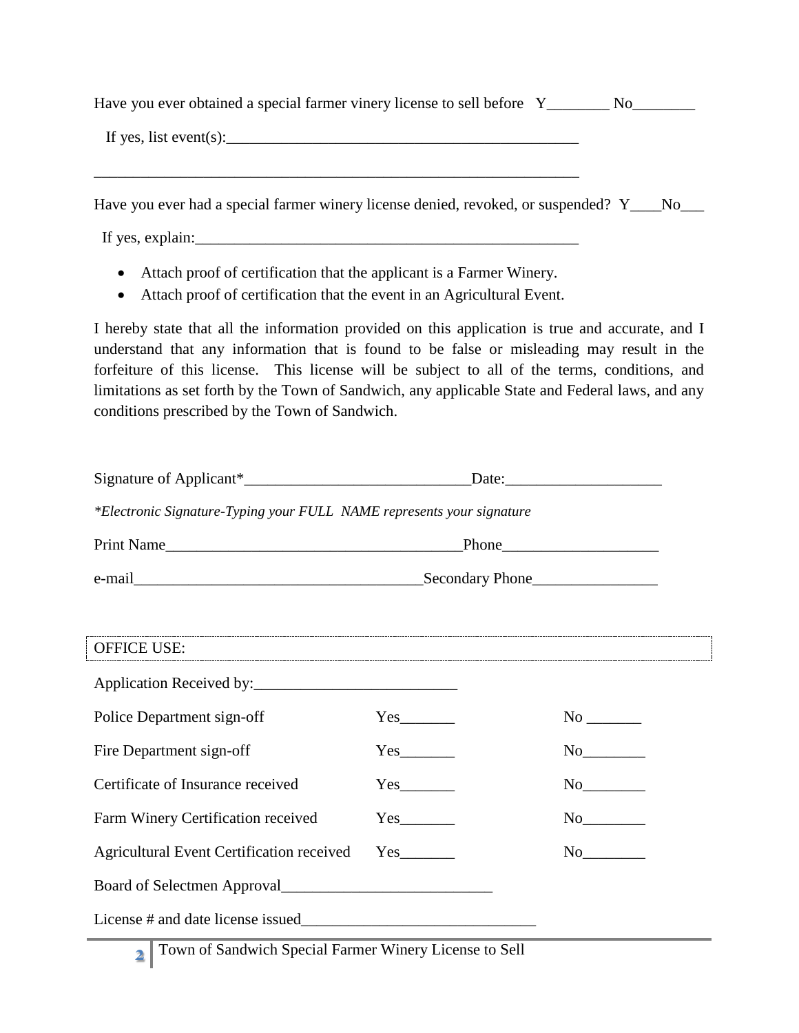Have you ever obtained a special farmer vinery license to sell before Y________ No________

If yes, list event(s):_______________________________________________

_________________________________________________________________

Have you ever had a special farmer winery license denied, revoked, or suspended? Y____No___

If yes, explain:____________________________________________________

- Attach proof of certification that the applicant is a Farmer Winery.
- Attach proof of certification that the event in an Agricultural Event.

I hereby state that all the information provided on this application is true and accurate, and I understand that any information that is found to be false or misleading may result in the forfeiture of this license. This license will be subject to all of the terms, conditions, and limitations as set forth by the Town of Sandwich, any applicable State and Federal laws, and any conditions prescribed by the Town of Sandwich.

Signature of Applicant*_____________________________Date:____________________

*\*Electronic Signature-Typing your FULL NAME represents your signature*

Print Name_______________________________________Phone____________________

e-mail______________________________________Secondary Phone________________

OFFICE USE:

Application Received by:__________________________

| | | |
|---|---|---|
| Police Department sign-off | Yes_______ | No _______ |
| Fire Department sign-off | Yes_______ | No________ |
| Certificate of Insurance received | Yes_______ | No________ |
| Farm Winery Certification received | Yes_______ | No________ |
| Agricultural Event Certification received | Yes_______ | No________ |

Board of Selectmen Approval__________________________

License # and date license issued______________________________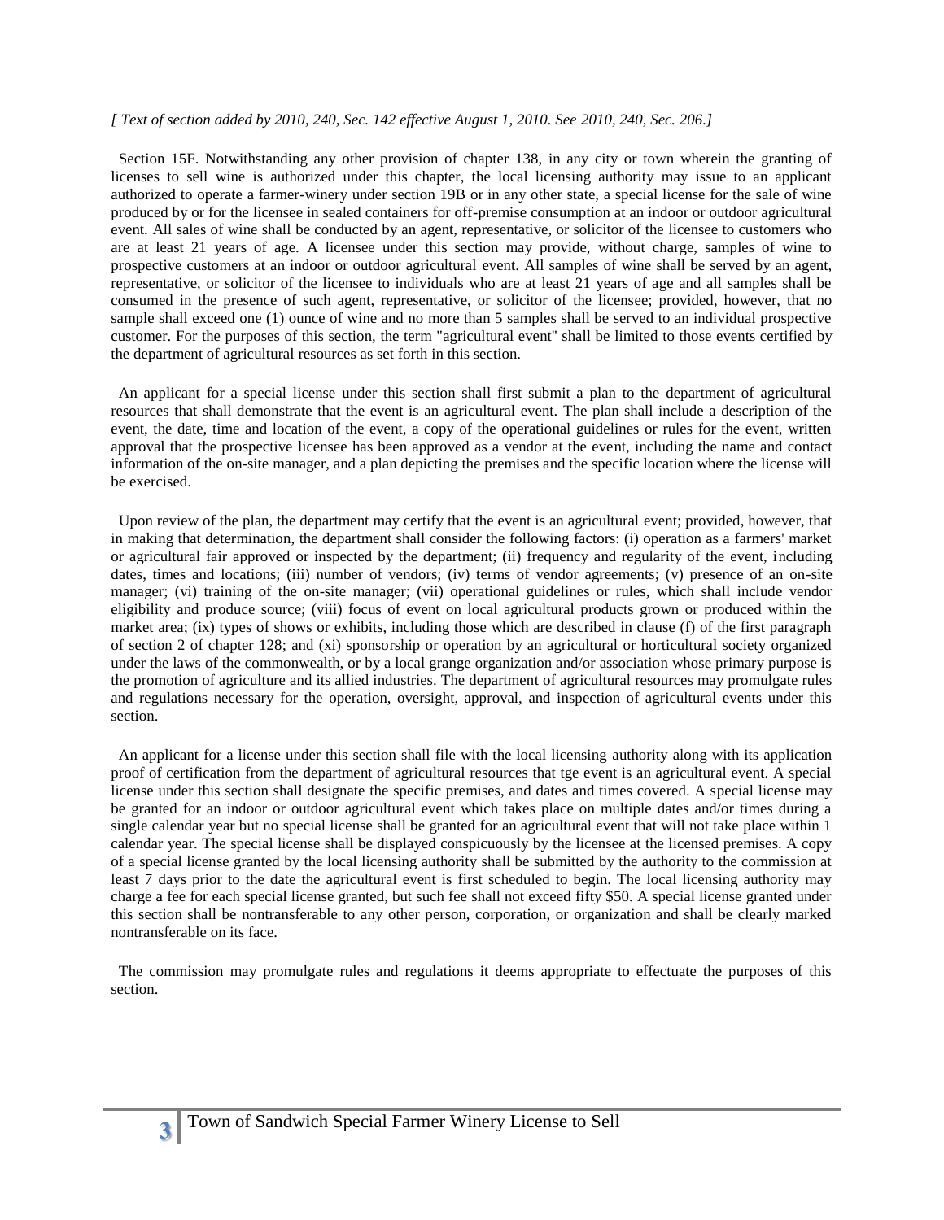*[ Text of section added by 2010, 240, Sec. 142 effective August 1, 2010. See 2010, 240, Sec. 206.]*

Section 15F. Notwithstanding any other provision of chapter 138, in any city or town wherein the granting of licenses to sell wine is authorized under this chapter, the local licensing authority may issue to an applicant authorized to operate a farmer-winery under section 19B or in any other state, a special license for the sale of wine produced by or for the licensee in sealed containers for off-premise consumption at an indoor or outdoor agricultural event. All sales of wine shall be conducted by an agent, representative, or solicitor of the licensee to customers who are at least 21 years of age. A licensee under this section may provide, without charge, samples of wine to prospective customers at an indoor or outdoor agricultural event. All samples of wine shall be served by an agent, representative, or solicitor of the licensee to individuals who are at least 21 years of age and all samples shall be consumed in the presence of such agent, representative, or solicitor of the licensee; provided, however, that no sample shall exceed one (1) ounce of wine and no more than 5 samples shall be served to an individual prospective customer. For the purposes of this section, the term "agricultural event" shall be limited to those events certified by the department of agricultural resources as set forth in this section.

An applicant for a special license under this section shall first submit a plan to the department of agricultural resources that shall demonstrate that the event is an agricultural event. The plan shall include a description of the event, the date, time and location of the event, a copy of the operational guidelines or rules for the event, written approval that the prospective licensee has been approved as a vendor at the event, including the name and contact information of the on-site manager, and a plan depicting the premises and the specific location where the license will be exercised.

Upon review of the plan, the department may certify that the event is an agricultural event; provided, however, that in making that determination, the department shall consider the following factors: (i) operation as a farmers' market or agricultural fair approved or inspected by the department; (ii) frequency and regularity of the event, including dates, times and locations; (iii) number of vendors; (iv) terms of vendor agreements; (v) presence of an on-site manager; (vi) training of the on-site manager; (vii) operational guidelines or rules, which shall include vendor eligibility and produce source; (viii) focus of event on local agricultural products grown or produced within the market area; (ix) types of shows or exhibits, including those which are described in clause (f) of the first paragraph of section 2 of chapter 128; and (xi) sponsorship or operation by an agricultural or horticultural society organized under the laws of the commonwealth, or by a local grange organization and/or association whose primary purpose is the promotion of agriculture and its allied industries. The department of agricultural resources may promulgate rules and regulations necessary for the operation, oversight, approval, and inspection of agricultural events under this section.

An applicant for a license under this section shall file with the local licensing authority along with its application proof of certification from the department of agricultural resources that tge event is an agricultural event. A special license under this section shall designate the specific premises, and dates and times covered. A special license may be granted for an indoor or outdoor agricultural event which takes place on multiple dates and/or times during a single calendar year but no special license shall be granted for an agricultural event that will not take place within 1 calendar year. The special license shall be displayed conspicuously by the licensee at the licensed premises. A copy of a special license granted by the local licensing authority shall be submitted by the authority to the commission at least 7 days prior to the date the agricultural event is first scheduled to begin. The local licensing authority may charge a fee for each special license granted, but such fee shall not exceed fifty $50. A special license granted under this section shall be nontransferable to any other person, corporation, or organization and shall be clearly marked nontransferable on its face.

The commission may promulgate rules and regulations it deems appropriate to effectuate the purposes of this section.